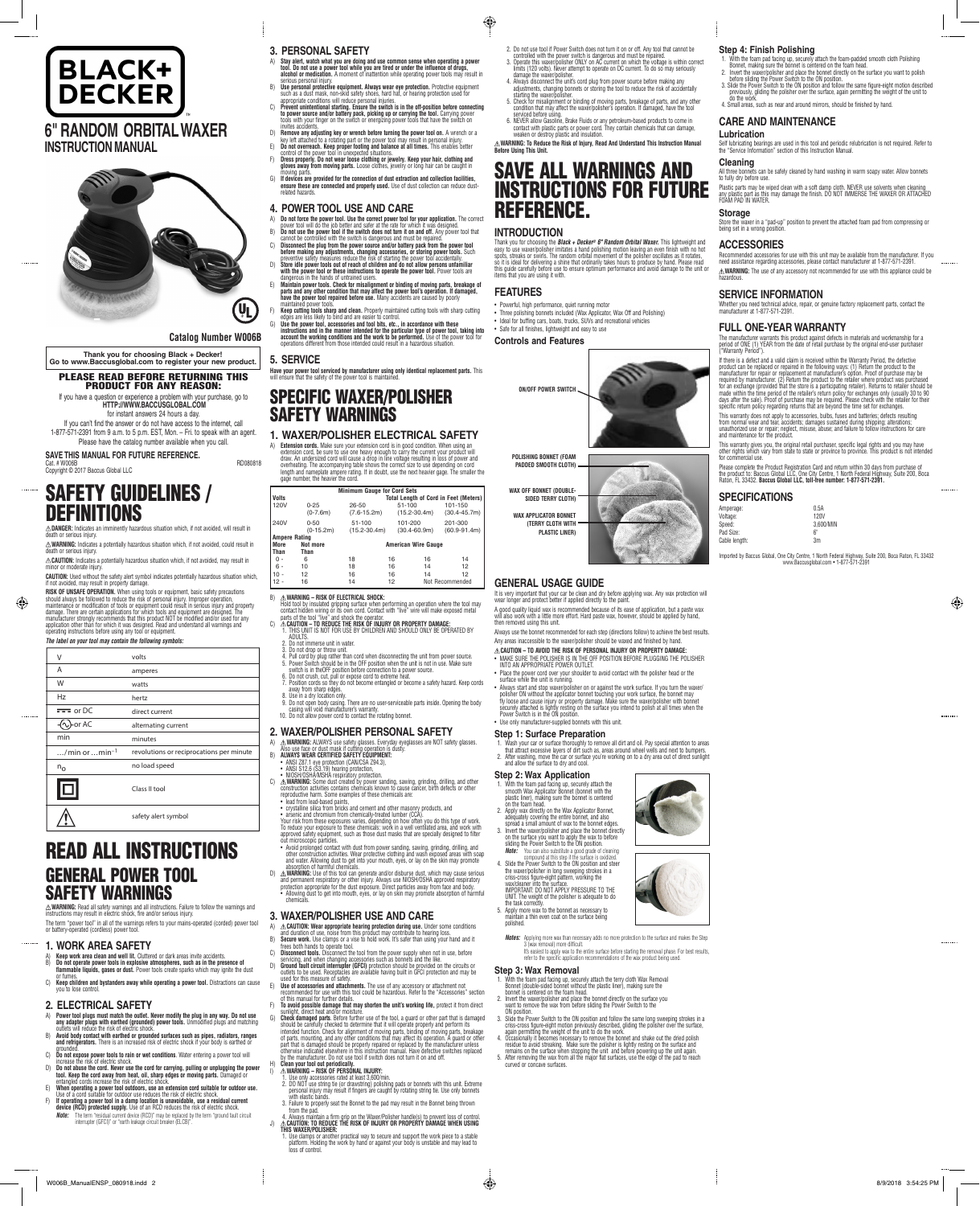# BLACK+DECKER

## 6" RANDOM ORBITAL WAXER
### INSTRUCTION MANUAL

**Catalog Number W006B**

**Thank you for choosing Black + Decker!**
**Go to www.Baccusglobal.com to register your new product.**

### PLEASE READ BEFORE RETURNING THIS PRODUCT FOR ANY REASON:

If you have a question or experience a problem with your purchase, go to
**HTTP://WWW.BACCUSGLOBAL.COM**
for instant answers 24 hours a day.

If you can't find the answer or do not have access to the internet, call 1-877-571-2391 from 9 a.m. to 5 p.m. EST, Mon. – Fri. to speak with an agent. Please have the catalog number available when you call.

**SAVE THIS MANUAL FOR FUTURE REFERENCE.**
Cat. # W006B RD080818
Copyright © 2017 Baccus Global LLC

# SAFETY GUIDELINES / DEFINITIONS

⚠**DANGER:** Indicates an imminently hazardous situation which, if not avoided, will result in death or serious injury.

⚠**WARNING:** Indicates a potentially hazardous situation which, if not avoided, could result in death or serious injury.

⚠**CAUTION:** Indicates a potentially hazardous situation which, if not avoided, may result in minor or moderate injury.

**CAUTION:** Used without the safety alert symbol indicates potentially hazardous situation which, if not avoided, may result in property damage.

**RISK OF UNSAFE OPERATION.** When using tools or equipment, basic safety precautions should always be followed to reduce the risk of personal injury. Improper operation, maintenance or modification of tools or equipment could result in serious injury and property damage. There are certain applications for which tools and equipment are designed. The manufacturer strongly recommends that this product NOT be modified and/or used for any application other than for which it was designed. Read and understand all warnings and operating instructions before using any tool or equipment.

***The label on your tool may contain the following symbols:***

| | |
|---|---|
| V | volts |
| A | amperes |
| W | watts |
| Hz | hertz |
| ⎓ or DC | direct current |
| ∿ or AC | alternating current |
| min | minutes |
| …/min or …min⁻¹ | revolutions or reciprocations per minute |
| $n_o$ | no load speed |
| ⧈ | Class II tool |
| ⚠ | safety alert symbol |

# READ ALL INSTRUCTIONS

# GENERAL POWER TOOL SAFETY WARNINGS

⚠**WARNING:** Read all safety warnings and all instructions. Failure to follow the warnings and instructions may result in electric shock, fire and/or serious injury.

The term "power tool" in all of the warnings refers to your mains-operated (corded) power tool or battery-operated (cordless) power tool.

## 1. WORK AREA SAFETY

A) **Keep work area clean and well lit.** Cluttered or dark areas invite accidents.
B) **Do not operate power tools in explosive atmospheres, such as in the presence of flammable liquids, gases or dust.** Power tools create sparks which may ignite the dust or fumes.
C) **Keep children and bystanders away while operating a power tool.** Distractions can cause you to lose control.

## 2. ELECTRICAL SAFETY

A) **Power tool plugs must match the outlet. Never modify the plug in any way. Do not use any adapter plugs with earthed (grounded) power tools.** Unmodified plugs and matching outlets will reduce the risk of electric shock.
B) **Avoid body contact with earthed or grounded surfaces such as pipes, radiators, ranges and refrigerators.** There is an increased risk of electric shock if your body is earthed or grounded.
C) **Do not expose power tools to rain or wet conditions.** Water entering a power tool will increase the risk of electric shock.
D) **Do not abuse the cord. Never use the cord for carrying, pulling or unplugging the power tool. Keep the cord away from heat, oil, sharp edges or moving parts.** Damaged or entangled cords increase the risk of electric shock.
E) **When operating a power tool outdoors, use an extension cord suitable for outdoor use.** Use of a cord suitable for outdoor use reduces the risk of electric shock.
F) **If operating a power tool in a damp location is unavoidable, use a residual current device (RCD) protected supply.** Use of an RCD reduces the risk of electric shock.

***Note:*** The term "residual current device (RCD)" may be replaced by the term "ground fault circuit interrupter (GFCI)" or "earth leakage circuit breaker (ELCB)".

## 3. PERSONAL SAFETY

A) **Stay alert, watch what you are doing and use common sense when operating a power tool. Do not use a power tool while you are tired or under the influence of drugs, alcohol or medication.** A moment of inattention while operating power tools may result in serious personal injury.
B) **Use personal protective equipment. Always wear eye protection.** Protective equipment such as a dust mask, non-skid safety shoes, hard hat, or hearing protection used for appropriate conditions will reduce personal injuries.
C) **Prevent unintentional starting. Ensure the switch is in the off-position before connecting to power source and/or battery pack, picking up or carrying the tool.** Carrying power tools with your finger on the switch or energizing power tools that have the switch on invites accidents.
D) **Remove any adjusting key or wrench before turning the power tool on.** A wrench or a key left attached to a rotating part or the power tool may result in personal injury.
E) **Do not overreach. Keep proper footing and balance at all times.** This enables better control of the power tool in unexpected situations.
F) **Dress properly. Do not wear loose clothing or jewelry. Keep your hair, clothing and gloves away from moving parts.** Loose clothes, jewelry or long hair can be caught in moving parts.
G) **If devices are provided for the connection of dust extraction and collection facilities, ensure these are connected and properly used.** Use of dust collection can reduce dust-related hazards.

## 4. POWER TOOL USE AND CARE

A) **Do not force the power tool. Use the correct power tool for your application.** The correct power tool will do the job better and safer at the rate for which it was designed.
B) **Do not use the power tool if the switch does not turn it on and off.** Any power tool that cannot be controlled with the switch is dangerous and must be repaired.
C) **Disconnect the plug from the power source and/or battery pack from the power tool before making any adjustments, changing accessories, or storing power tools.** Such preventive safety measures reduce the risk of starting the power tool accidentally.
D) **Store idle power tools out of reach of children and do not allow persons unfamiliar with the power tool or these instructions to operate the power tool.** Power tools are dangerous in the hands of untrained users.
E) **Maintain power tools. Check for misalignment or binding of moving parts, breakage of parts and any other condition that may affect the power tool's operation. If damaged, have the power tool repaired before use.** Many accidents are caused by poorly maintained power tools.
F) **Keep cutting tools sharp and clean.** Properly maintained cutting tools with sharp cutting edges are less likely to bind and are easier to control.
G) **Use the power tool, accessories and tool bits, etc., in accordance with these instructions and in the manner intended for the particular type of power tool, taking into account the working conditions and the work to be performed.** Use of the power tool for operations different from those intended could result in a hazardous situation.

## 5. SERVICE

**Have your power tool serviced by manufacturer using only identical replacement parts.** This will ensure that the safety of the power tool is maintained.

# SPECIFIC WAXER/POLISHER SAFETY WARNINGS

## 1. WAXER/POLISHER ELECTRICAL SAFETY

A) **Extension cords.** Make sure your extension cord is in good condition. When using an extension cord, be sure to use one heavy enough to carry the current your product will draw. An undersized cord will cause a drop in line voltage resulting in loss of power and overheating. The accompanying table shows the correct size to use depending on cord length and nameplate ampere rating. If in doubt, use the next heavier gage. The smaller the gage number, the heavier the cord.

| Minimum Gauge for Cord Sets | | | | | |
|---|---|---|---|---|---|
| **Volts** | | **Total Length of Cord in Feet (Meters)** | | | |
| 120V | | 0-25 (0-7.6m) | 26-50 (7.6-15.2m) | 51-100 (15.2-30.4m) | 101-150 (30.4-45.7m) |
| 240V | | 0-50 (0-15.2m) | 51-100 (15.2-30.4m) | 101-200 (30.4-60.9m) | 201-300 (60.9-91.4m) |
| **Ampere Rating** | | | | | |
| **More Than** | **Not more Than** | **American Wire Gauge** | | | |
| 0 - | 6 | 18 | 16 | 16 | 14 |
| 6 - | 10 | 18 | 16 | 14 | 12 |
| 10 - | 12 | 16 | 16 | 14 | 12 |
| 12 - | 16 | 14 | 12 | Not Recommended | |

B) ⚠**WARNING – RISK OF ELECTRICAL SHOCK:**
Hold tool by insulated gripping surface when performing an operation where the tool may contact hidden wiring or its own cord. Contact with "live" wire will make exposed metal parts of the tool "live" and shock the operator.

C) ⚠**CAUTION – TO REDUCE THE RISK OF INJURY OR PROPERTY DAMAGE:**
1. THIS UNIT IS NOT FOR USE BY CHILDREN AND SHOULD ONLY BE OPERATED BY ADULTS.
2. Do not immerse unit in water.
3. Do not drop or throw unit.
4. Pull cord by plug rather than cord when disconnecting the unit from power source.
5. Power Switch should be in the OFF position when the unit is not in use. Make sure switch is in the OFF position before connection to a power source.
6. Do not crush, cut, pull or expose cord to extreme heat.
7. Position cords so they do not become entangled or become a safety hazard. Keep cords away from sharp edges.
8. Use in a dry location only.
9. Do not open body casing. There are no user-serviceable parts inside. Opening the body casing will void manufacturer's warranty.
10. Do not allow power cord to contact the rotating bonnet.

## 2. WAXER/POLISHER PERSONAL SAFETY

A) ⚠**WARNING:** ALWAYS use safety glasses. Everyday eyeglasses are NOT safety glasses. Also use face or dust mask if cutting operation is dusty.

B) **ALWAYS WEAR CERTIFIED SAFETY EQUIPMENT:**
- ANSI Z87.1 eye protection (CAN/CSA Z94.3),
- ANSI S12.6 (S3.19) hearing protection,
- NIOSH/OSHA/MSHA respiratory protection.

C) ⚠**WARNING:** Some dust created by power sanding, sawing, grinding, drilling, and other construction activities contains chemicals known to cause cancer, birth defects or other reproductive harm. Some examples of these chemicals are:
- lead from lead-based paints,
- crystalline silica from bricks and cement and other masonry products, and
- arsenic and chromium from chemically-treated lumber (CCA).

Your risk from these exposures varies, depending on how often you do this type of work. To reduce your exposure to these chemicals: work in a well ventilated area, and work with approved safety equipment, such as those dust masks that are specially designed to filter out microscopic particles.
- Avoid prolonged contact with dust from power sanding, sawing, grinding, drilling, and other construction activities. Wear protective clothing and wash exposed areas with soap and water. Allowing dust to get into your mouth, eyes, or lay on the skin may promote absorption of harmful chemicals.

D) ⚠**WARNING:** Use of this tool can generate and/or disburse dust, which may cause serious and permanent respiratory or other injury. Always use NIOSH/OSHA approved respiratory protection appropriate for the dust exposure. Direct particles away from face and body.
- Allowing dust to get into mouth, eyes, or lay on skin may promote absorption of harmful chemicals.

## 3. WAXER/POLISHER USE AND CARE

A) ⚠**CAUTION: Wear appropriate hearing protection during use.** Under some conditions and duration of use, noise from this product may contribute to hearing loss.
B) **Secure work.** Use clamps or a vise to hold work. It's safer than using your hand and it frees both hands to operate tool.
C) **Disconnect tools.** Disconnect the tool from the power supply when not in use, before servicing, and when changing accessories such as bonnets and the like.
D) **Ground fault circuit interrupter (GFCI)** protection should be provided on the circuits or outlets to be used. Receptacles are available having built in GFCI protection and may be used for this measure of safety.
E) **Use of accessories and attachments.** The use of any accessory or attachment not recommended for use with this tool could be hazardous. Refer to the "Accessories" section of this manual for further details.
F) **To avoid possible damage that may shorten the unit's working life**, protect it from direct sunlight, direct heat and/or moisture.
G) **Check damaged parts**. Before further use of the tool, a guard or other part that is damaged should be carefully checked to determine that it will operate properly and perform its intended function. Check for alignment of moving parts, binding of moving parts, breakage of parts, mounting, and any other conditions that may affect its operation. A guard or other part that is damaged should be properly repaired or replaced by the manufacturer unless otherwise indicated elsewhere in this instruction manual. Have defective switches replaced by the manufacturer. Do not use tool if switch does not turn it on and off.
H) **Clean your tool out periodically.**
I) ⚠**WARNING – RISK OF PERSONAL INJURY:**
1. Use only accessories rated at least 3,600/min.
2. DO NOT use string tie (or drawstring) polishing pads or bonnets with this unit. Extreme personal injury may result if fingers are caught by rotating string tie. Use only bonnets with elastic bands.
3. Failure to properly seat the Bonnet to the pad may result in the Bonnet being thrown from the pad.
4. Always maintain a firm grip on the Waxer/Polisher handle(s) to prevent loss of control.

J) ⚠**CAUTION: TO REDUCE THE RISK OF INJURY OR PROPERTY DAMAGE WHEN USING THIS WAXER/POLISHER:**
1. Use clamps or another practical way to secure and support the work piece to a stable platform. Holding the work by hand or against your body is unstable and may lead to loss of control.
2. Do not use tool if Power Switch does not turn it on or off. Any tool that cannot be controlled with the power switch is dangerous and must be repaired.
3. Operate this waxer/polisher ONLY on AC current on which the voltage is within correct limits (120 volts). Never attempt to operate on DC current. To do so may seriously damage the waxer/polisher.
4. Always disconnect the unit's cord plug from power source before making any adjustments, changing bonnets or storing the tool to reduce the risk of accidentally starting the waxer/polisher.
5. Check for misalignment or binding of moving parts, breakage of parts, and any other condition that may affect the waxer/polisher's operation. If damaged, have the tool serviced before using.
6. NEVER allow Gasoline, Brake Fluids or any petroleum-based products to come in contact with plastic parts or power cord. They contain chemicals that can damage, weaken or destroy plastic and insulation.

⚠**WARNING: To Reduce the Risk of Injury, Read And Understand This Instruction Manual Before Using This Unit.**

# SAVE ALL WARNINGS AND INSTRUCTIONS FOR FUTURE REFERENCE.

## INTRODUCTION

Thank you for choosing the ***Black + Decker® 6" Random Orbital Waxer.*** This lightweight and easy to use waxer/polisher imitates a hand polishing motion leaving an even finish with no hot spots, streaks or swirls. The random orbital movement of the polisher oscillates as it rotates, so it is ideal for delivering a shine that ordinarily takes hours to produce by hand. Please read this guide carefully before use to ensure optimum performance and avoid damage to the unit or items that you are using it with.

## FEATURES

- Powerful, high performance, quiet running motor
- Three polishing bonnets included (Wax Applicator, Wax Off and Polishing)
- Ideal for buffing cars, boats, trucks, SUVs and recreational vehicles
- Safe for all finishes, lightweight and easy to use

### Controls and Features

ON/OFF POWER SWITCH

POLISHING BONNET (FOAM PADDED SMOOTH CLOTH)

WAX OFF BONNET (DOUBLE-SIDED TERRY CLOTH)

WAX APPLICATOR BONNET (TERRY CLOTH WITH PLASTIC LINER)

## GENERAL USAGE GUIDE

It is very important that your car be clean and dry before applying wax. Any wax protection will wear longer and protect better if applied directly to the paint.

A good quality liquid wax is recommended because of its ease of application, but a paste wax will also work with a little more effort. Hard paste wax, however, should be applied by hand, then removed using this unit.

Always use the bonnet recommended for each step (directions follow) to achieve the best results.

Any areas inaccessible to the waxer/polisher should be waxed and finished by hand.

⚠**CAUTION – TO AVOID THE RISK OF PERSONAL INJURY OR PROPERTY DAMAGE:**
- MAKE SURE THE POLISHER IS IN THE OFF POSITION BEFORE PLUGGING THE POLISHER INTO AN APPROPRIATE POWER OUTLET.
- Place the power cord over your shoulder to avoid contact with the polisher head or the surface while the unit is running.
- Always start and stop waxer/polisher on or against the work surface. If you turn the waxer/polisher ON without the applicator bonnet touching your work surface, the bonnet may fly loose and cause injury or property damage. Make sure the waxer/polisher with bonnet securely attached is lightly resting on the surface you intend to polish at all times when the Power Switch is in the ON position.
- Use only manufacturer-supplied bonnets with this unit.

### Step 1: Surface Preparation

1. Wash your car or surface thoroughly to remove all dirt and oil. Pay special attention to areas that attract excessive layers of dirt such as, areas around wheel wells and next to bumpers.
2. After washing, move the car or surface you're working on to a dry area out of direct sunlight and allow the surface to dry and cool.

### Step 2: Wax Application

1. With the foam pad facing up, securely attach the smooth Wax Applicator Bonnet (bonnet with the plastic liner), making sure the bonnet is centered on the foam head.
2. Apply wax directly on the Wax Applicator Bonnet, adequately covering the entire bonnet, and also spread a small amount of wax to the bonnet edges.
3. Invert the waxer/polisher and place the bonnet directly on the surface you want to apply wax to before sliding the Power Switch to the ON position.
***Note:*** You can also substitute a good grade of cleaning compound at this step if the surface is oxidized.
4. Slide the Power Switch to the ON position and steer the waxer/polisher in long sweeping strokes in a criss-cross figure-eight pattern, working the wax/cleaner into the surface.
IMPORTANT: DO NOT APPLY PRESSURE TO THE UNIT. The weight of the polisher is adequate to do the task correctly.
5. Apply more wax to the bonnet as necessary to maintain a thin even coat on the surface being polished.

***Notes:*** Applying more wax than necessary adds no more protection to the surface and makes the Step 3 (wax removal) more difficult.
It's easiest to apply wax to the entire surface before starting the removal phase. For best results, refer to the specific application recommendations of the wax product being used.

### Step 3: Wax Removal

1. With the foam pad facing up, securely attach the terry cloth Wax Removal Bonnet (double-sided bonnet without the plastic liner), making sure the bonnet is centered on the foam head.
2. Invert the waxer/polisher and place the bonnet directly on the surface you want to remove the wax from before sliding the Power Switch to the ON position.
3. Slide the Power Switch to the ON position and follow the same long sweeping strokes in a criss-cross figure-eight motion previously described, gliding the polisher over the surface, again permitting the weight of the unit to do the work.
4. Occasionally it becomes necessary to remove the bonnet and shake out the dried polish residue to avoid streaking. Make sure the polisher is lightly resting on the surface and remains on the surface when stopping the unit and before powering up the unit again.
5. After removing the wax from all the major flat surfaces, use the edge of the pad to reach curved or concave surfaces.

### Step 4: Finish Polishing

1. With the foam pad facing up, securely attach the foam-padded smooth cloth Polishing Bonnet, making sure the bonnet is centered on the foam head.
2. Invert the waxer/polisher and place the bonnet directly on the surface you want to polish before sliding the Power Switch to the ON position.
3. Slide the Power Switch to the ON position and follow the same figure-eight motion described previously, gliding the polisher over the surface, again permitting the weight of the unit to do the work.
4. Small areas, such as near and around mirrors, should be finished by hand.

## CARE AND MAINTENANCE

### Lubrication

Self lubricating bearings are used in this tool and periodic relubrication is not required. Refer to the "Service Information" section of this Instruction Manual.

### Cleaning

All three bonnets can be safely cleaned by hand washing in warm soapy water. Allow bonnets to fully dry before use.

Plastic parts may be wiped clean with a soft damp cloth. NEVER use solvents when cleaning any plastic part as this may damage the finish. DO NOT IMMERSE THE WAXER OR ATTACHED FOAM PAD IN WATER.

### Storage

Store the waxer in a "pad-up" position to prevent the attached foam pad from compressing or being set in a wrong position.

## ACCESSORIES

Recommended accessories for use with this unit may be available from the manufacturer. If you need assistance regarding accessories, please contact manufacturer at 1-877-571-2391.

⚠**WARNING:** The use of any accessory not recommended for use with this appliance could be hazardous.

## SERVICE INFORMATION

Whether you need technical advice, repair, or genuine factory replacement parts, contact the manufacturer at 1-877-571-2391.

## FULL ONE-YEAR WARRANTY

The manufacturer warrants this product against defects in materials and workmanship for a period of ONE (1) YEAR from the date of retail purchase by the original end-user purchaser ("Warranty Period").

If there is a defect and a valid claim is received within the Warranty Period, the defective product can be replaced or repaired in the following ways: (1) Return the product to the manufacturer for repair or replacement at manufacturer's option. Proof of purchase may be required by manufacturer. (2) Return the product to the retailer where product was purchased for an exchange (provided that the store is a participating retailer). Returns to retailer should be made within the time period of the retailer's return policy for exchanges only (usually 30 to 90 days after the sale). Proof of purchase may be required. Please check with the retailer for their specific return policy regarding returns that are beyond the time set for exchanges.

This warranty does not apply to accessories, bulbs, fuses and batteries; defects resulting from normal wear and tear, accidents; damages sustained during shipping; alterations; unauthorized use or repair; neglect, misuse, abuse; and failure to follow instructions for care and maintenance for the product.

This warranty gives you, the original retail purchaser, specific legal rights and you may have other rights which vary from state to state or province to province. This product is not intended for commercial use.

Please complete the Product Registration Card and return within 30 days from purchase of the product to: Baccus Global LLC, One City Centre, 1 North Federal Highway, Suite 200, Boca Raton, FL 33432. **Baccus Global LLC, toll-free number: 1-877-571-2391.**

## SPECIFICATIONS

| | |
|---|---|
| Amperage: | 0.5A |
| Voltage: | 120V |
| Speed: | 3,600/MIN |
| Pad Size: | 6" |
| Cable length: | 3m |

Imported by Baccus Global, One City Centre, 1 North Federal Highway, Suite 200, Boca Raton, FL 33432
www.Baccusglobal.com • 1-877-571-2391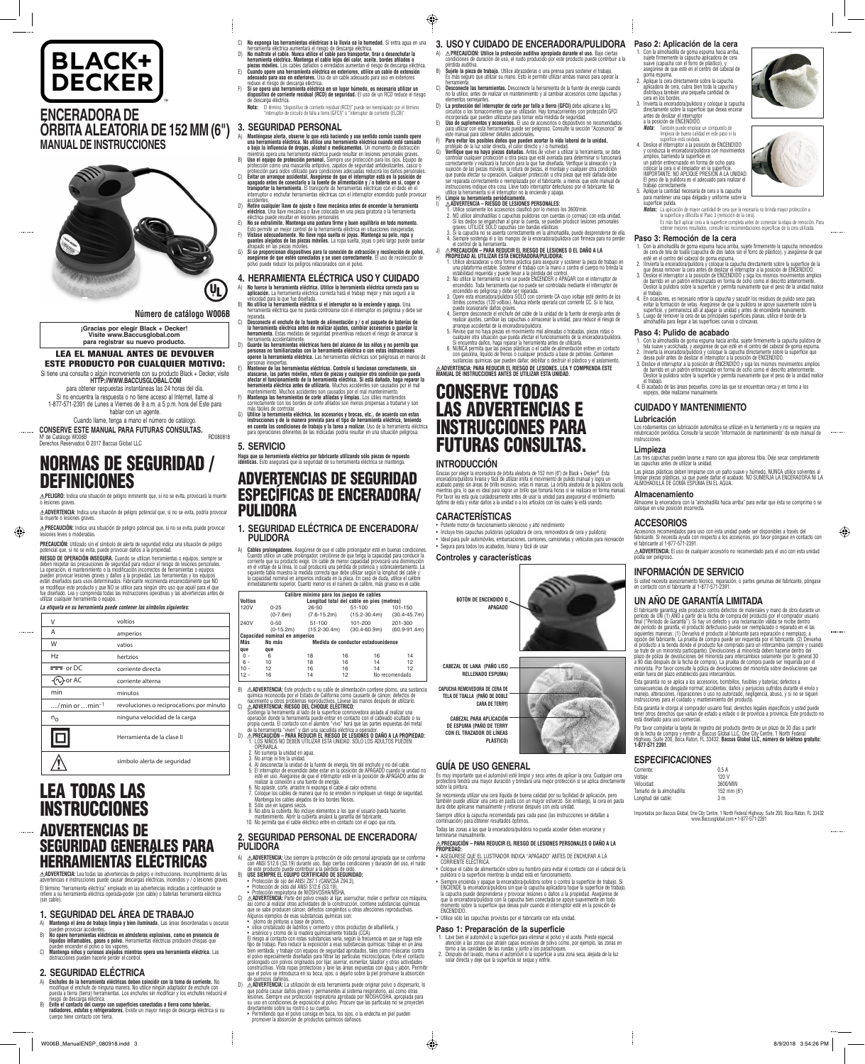# BLACK+DECKER

# ENCERADORA DE ÓRBITA ALEATORIA DE 152 MM (6")

## MANUAL DE INSTRUCCIONES

**Número de catálogo W006B**

**¡Gracias por elegir Black + Decker!**
**Visite www.Baccusglobal.com**
**para registrar su nuevo producto.**

**LEA EL MANUAL ANTES DE DEVOLVER ESTE PRODUCTO POR CUALQUIER MOTIVO:**

Si tiene una consulta o algún inconveniente con su producto Black + Decker, visite **HTTP://WWW.BACCUSGLOBAL.COM**

para obtener respuestas instantáneas las 24 horas del día.

Si no encuentra la respuesta o no tiene acceso al Internet, llame al 1-877-571-2391 de Lunes a Viernes de 9 a.m. a 5 p.m. hora del Este para hablar con un agente.

Cuando llame, tenga a mano el número de catálogo.

**CONSERVE ESTE MANUAL PARA FUTURAS CONSULTAS.**

Nº de Catálogo W006B RD080818
Derechos Reservados © 2017 Baccus Global LLC

# NORMAS DE SEGURIDAD / DEFINICIONES

⚠**PELIGRO:** Indica una situación de peligro inminente que, si no se evita, provocará la muerte o lesiones graves.

⚠**ADVERTENCIA:** Indica una situación de peligro potencial que, si no se evita, podría provocar la muerte o lesiones graves.

⚠**PRECAUCIÓN:** Indica una situación de peligro potencial que, si no se evita, puede provocar lesiones leves o moderadas.

**PRECAUCIÓN:** Utilizado sin el símbolo de alerta de seguridad indica una situación de peligro potencial que, si no se evita, puede provocar daños a la propiedad.

**RIESGO DE OPERACIÓN INSEGURA.** Cuando se utilizan herramientas o equipos, siempre se deben respetar las precauciones de seguridad para reducir el riesgo de lesiones personales. La operación, el mantenimiento o la modificación incorrectos de herramientas o equipos pueden provocar lesiones graves y daños a la propiedad. Las herramientas y los equipos están diseñados para usos determinados. Fabricante recomienda encarecidamente que NO se modifique este producto y que NO se utilice para ningún otro uso que aquel para el que fue diseñado. Lea y comprenda todas las instrucciones operativas y las advertencias antes de utilizar cualquier herramienta o equipo.

*La etiqueta en su herramienta puede contener los siguientes símbolos:*

| | |
|---|---|
| V | voltios |
| A | amperios |
| W | vatios |
| Hz | hertzios |
| ⎓ or DC | corriente directa |
| ∿ or AC | corriente alterna |
| min | minutos |
| …/min or …min⁻¹ | revoluciones o reciprocatons por minuto |
| $n_o$ | ninguna velocidad de la carga |
| ▣ | Herramienta de la clase II |
| ⚠ | símbolo alerta de seguridad |

# LEA TODAS LAS INSTRUCCIONES

# ADVERTENCIAS DE SEGURIDAD GENERALES PARA HERRAMIENTAS ELÉCTRICAS

⚠**ADVERTENCIA:** Lea todas las advertencias de peligro e instrucciones. Incumplimiento de las advertencias e instrucciones puede causar descargas eléctricas, incendios y / o lesiones graves.

El término "herramienta eléctrica" empleado en las advertencias indicadas a continuación se refiere a su herramienta eléctrica operada-poder (con cable) o baterías herramienta eléctrica (sin cable).

## 1. SEGURIDAD DEL ÁREA DE TRABAJO

A) **Mantenga el área de trabajo limpia y bien iluminada.** Las áreas desordenadas u oscuras pueden provocar accidentes.

B) **No opere herramientas eléctricas en atmósferas explosivas, como en presencia de líquidos inflamables, gases o polvo.** Herramientas eléctricas producen chispas que pueden encender el polvo o los vapores.

C) **Mantenga niños y curiosos alejados mientras opera una herramienta eléctrica.** Las distracciones pueden hacerle perder el control.

## 2. SEGURIDAD ELÉCTRICA

A) **Enchufes de la herramienta eléctricas deben coincidir con la toma de corriente.** No modifique el enchufe de ninguna manera. No utilice ningún adaptador de enchufe con puesta a tierra (tierra) herramientas. Los enchufes sin modificar y los enchufes reducirá el riesgo de descarga eléctrica.

B) **Evite el contacto del cuerpo con superficies conectadas a tierra como tuberías, radiadores, estufas y refrigeradores.** Existe un mayor riesgo de descarga eléctrica si su cuerpo tiene contacto con tierra.

C) **No exponga las herramientas eléctricas a la lluvia o la humedad.** Si entra agua en una herramienta eléctrica aumentará el riesgo de descarga eléctrica.

D) **No maltrate el cable. Nunca utilice el cable para transportar, tirar o desenchufar la herramienta eléctrica. Mantenga el cable lejos del calor, aceite, bordes afilados o piezas móviles.** Los cables dañados o enredados aumentan el riesgo de descarga eléctrica.

E) **Cuando opere una herramienta eléctrica en exteriores, utilice un cable de extensión adecuado para uso en exteriores.** Uso de un cable adecuado para uso en exteriores reduce el riesgo de descarga eléctrica.

F) **Si se opera una herramienta eléctrica en un lugar húmedo, es necesario utilizar un dispositivo de corriente residual (RCD) de seguridad.** El uso de un RCD reduce el riesgo de descarga eléctrica.

**Nota:** El término "dispositivo de corriente residual (RCD)" puede ser reemplazado por el término "interruptor de circuito de falla a tierra (GFCI)" o "interruptor de corriente (ELCB)".

## 3. SEGURIDAD PERSONAL

A) **Manténgase alerta, observe lo que está haciendo y use sentido común cuando opere una herramienta eléctrica. No utilice una herramienta eléctrica cuando esté cansado o bajo la influencia de drogas, alcohol o medicamentos.** Un momento de distracción mientras opera una herramienta eléctrica puede resultar en lesiones personales graves.

B) **Use el equipo de protección personal.** Siempre use protección para los ojos. Equipo de protección como una mascarilla antipolvo, zapatos de seguridad antideslizantes, casco o protección para oídos utilizado para condiciones adecuadas reducirá los daños personales.

C) **Evitar un arranque accidental. Asegúrese de que el interruptor está en la posición de apagado antes de conectarlo a la fuente de alimentación y / o batería en el, coger o transportar la herramienta.** El transporte de herramientas eléctricas con el dedo en el interruptor o enchufar herramientas eléctricas con el interruptor encendido puede provocar accidentes.

D) **Retire cualquier llave de ajuste o llave mecánica antes de encender la herramienta eléctrica.** Una llave mecánica o llave colocada en una pieza giratoria de la herramienta eléctrica puede resultar en lesiones personales.

E) **No se extralimite. Mantenga una postura firme y buen equilibrio en todo momento.** Esto permite un mejor control de la herramienta eléctrica en situaciones inesperadas.

F) **Vístase adecuadamente. No lleve ropa suelta ni joyas. Mantenga su pelo, ropa y guantes alejados de las piezas móviles.** La ropa suelta, joyas o pelo largo puede quedar atrapado en las piezas móviles.

G) **Si se proporcionan dispositivos para la conexión de extracción y recolección de polvo, asegúrese de que estén conectados y se usen correctamente.** El uso de recolección de polvo puede reducir los peligros relacionados con el polvo.

## 4. HERRAMIENTA ELÉCTRICA USO Y CUIDADO

A) **No fuerce la herramienta eléctrica. Utilice la herramienta eléctrica correcta para su aplicación.** La herramienta eléctrica correcta hará el trabajo mejor y más seguro a la velocidad para la que fue diseñada.

B) **No utilice la herramienta eléctrica si el interruptor no la enciende y apaga.** Una herramienta eléctrica que no puede controlarse con el interruptor es peligrosa y debe ser reparada.

C) **Desconecte el enchufe de la fuente de alimentación y / o el paquete de baterías de la herramienta eléctrica antes de realizar ajustes, cambiar accesorios o guardar la herramienta.** Estas medidas de seguridad preventivas reducen el riesgo de arrancar la herramienta accidentalmente.

D) **Guarde las herramientas eléctricas fuera del alcance de los niños y no permita que personas no familiarizadas con la herramienta eléctrica o con estas instrucciones operen la herramienta eléctrica.** Las herramientas eléctricas son peligrosas en manos de personas inexpertas.

E) **Mantener de las herramientas eléctricas. Controle si funcionan correctamente, sin atascarse, las partes móviles, rotura de piezas y cualquier otra condición que puede afectar el funcionamiento de la herramienta eléctrica. Si está dañada, haga reparar la herramienta eléctrica antes de utilizarla.** Muchos accidentes son causados por el mal mantenimiento. Muchos accidentes son causados por el mal mantenimiento.

F) **Mantenga las herramientas de corte afiladas y limpias.** Los útiles mantenidos correctamente con los bordes de corte afilados son menos propensas a trabarse y son más fáciles de controlar.

G) **Utilice la herramienta eléctrica, los accesorios y brocas, etc., de acuerdo con estas instrucciones y de la manera prevista para el tipo de herramienta eléctrica, teniendo en cuenta las condiciones de trabajo y la tarea a realizar.** Uso de la herramienta eléctrica para operaciones diferentes de las indicadas podría resultar en una situación peligrosa.

## 5. SERVICIO

**Haga que su herramienta eléctrica por fabricante utilizando sólo piezas de repuesto idénticas.** Esto asegurará que la seguridad de su herramienta eléctrica se mantenga.

# ADVERTENCIAS DE SEGURIDAD ESPECÍFICAS DE ENCERADORA/ PULIDORA

## 1. SEGURIDAD ELÉCTRICA DE ENCERADORA/ PULIDORA

A) **Cables prolongadores.** Asegúrese de que el cable prolongador esté en buenas condiciones. Cuando utilice un cable prolongador, cerciórese de que tenga la capacidad para conducir la corriente que su producto exige. Un cable de menor capacidad provocará una disminución en el voltaje de la línea, lo cual producirá una pérdida de potencia y sobrecalentamiento. La siguiente tabla muestra la medida correcta que debe utilizar según la longitud del cable y la capacidad nominal en amperios indicada en la placa. En caso de duda, utilice el calibre inmediatamente superior. Cuanto menor es el número de calibre, más grueso es el cable.

| Calibre mínimo para los juegos de cables | | | | |
|---|---|---|---|---|
| **Voltios** | **Longitud total del cable en pies (metros)** | | | |
| 120V | 0-25 (0-7.6m) | 26-50 (7.6-15.2m) | 51-100 (15.2-30.4m) | 101-150 (30.4-45.7m) |
| 240V | 0-50 (0-15.2m) | 51-100 (15.2-30.4m) | 101-200 (30.4-60.9m) | 201-300 (60.9-91.4m) |
| **Capacidad nominal en amperios** | | | | |
| **Más que** | **No más que** | **Medida de conductor estadounidense** | | |
| 0 - | 6 | 18 | 16 | 16 | 14 |
| 6 - | 10 | 18 | 16 | 14 | 12 |
| 10 - | 12 | 16 | 16 | 14 | 12 |
| 12 - | 16 | 14 | 12 | No recomendado | |

B) ⚠**ADVERTENCIA:** Este producto o su cable de alimentación contiene plomo, una sustancia química reconocida por el Estado de California como causante de cáncer, defectos de nacimiento u otros problemas reproductivos. Lávese las manos después de utilizarlo.

C) ⚠**ADVERTENCIA: RIESGO DEL CHOQUE ELÉCTRICO:** Sostenga la herramienta al lado de la superficie connovedora aislada al realizar una operación donde la herramienta puede entrar en contacto con el cableado ocultado o su propia cuerda. El contacto con el alambre "vivo" hará que las partes expuestas del metal de la herramienta "viven" y dan una sacudida eléctrica a operador.

D) ⚠**PRECAUCIÓN – PARA REDUCIR EL RIESGO DE LESIONES O DAÑO A LA PROPIEDAD:**
1. LOS NIÑOS NO DEBEN UTILIZAR ESTA UNIDAD. SÓLO LOS ADULTOS PUEDEN OPERARLA.
2. No sumerja la unidad en agua.
3. No arroje ni tire la unidad.
4. Al desconectar la unidad de la fuente de energía, tire del enchufe y no del cable.
5. El interruptor de encendido debe estar en la posición de APAGADO cuando la unidad no esté en uso. Asegúrese de que el interruptor esté en la posición de APAGADO antes de realizar la conexión a una fuente de energía.
6. No aplaste, corte, arrastre ni exponga al cable al calor extremo.
7. Coloque los cables de manera que no se enreden ni impliquen un riesgo de seguridad. Mantenga los cables alejados de los bordes filosos.
8. Sólo usé en lugares secos.
9. No abra la cubierta. No incluye elementos a los que el usuario pueda hacerles mantenimiento. Abrir la cubierta anulará la garantía del fabricante.
10. No permita que el cable eléctrico entre en contacto con el capó que rota.

## 2. SEGURIDAD PERSONAL DE ENCERADORA/ PULIDORA

A) ⚠**ADVERTENCIA:** Use siempre la protección de oído personal apropiada que se conforma con ANSI S12.6 (S3.19) durante uso. Bajo ciertas condiciones y duración del uso, el ruido de este producto puede contribuir a la pérdida de oído.

B) **USE SIEMPRE EL EQUIPO CERTIFICADO DE SEGURIDAD:**
- Protección de ojo del ANSI Z87.1 (CAN/CSA Z94.3),
- Protección de oído del ANSI S12.6 (S3.19),
- Protección respiratoria de NIOSH/OSHA/MSHA.

C) ⚠**ADVERTENCIA:** Parte del polvo creado al lijar, aserruchar, moler o perforar con máquina, así como al realizar otras actividades de la construcción, contienen sustancias químicas que se sabe producen cáncer, defectos congénitos u otras afecciones reproductivas. Algunos ejemplos de esas sustancias químicas son:
- plomo de pinturas a base de plomo,
- sílice cristalizado de ladrillos y cemento y otros productos de albañilería, y
- arsénico y cromo de la madera químicamente tratada (CCA).

El riesgo al contacto con estas sustancias varía, según la frecuencia con que se haga este tipo de trabajo. Para reducir la exposición a esas sustancias químicas: trabaje en un área bien ventilada, y trabaje con equipos de seguridad aprobados, tales como máscaras contra el polvo especialmente diseñadas para filtrar las partículas microscópicas. Evite el contacto prolongado con polvos originados por lijar, aserrar, esmerilar, taladrar y otras actividades constructivas. Vista ropas protectoras y lave las áreas expuestas con agua y jabón. Permitir que el polvo se introduzca en su boca, ojos, o dejarlo sobre la piel promover la absorción de químicos dañinos.

D) ⚠**ADVERTENCIA:** La utilización de esta herramienta puede originar polvo o dispersarlo, lo que podría causar daños graves y permanentes al sistema respiratorio, así como otras lesiones. Siempre use protección respiratoria aprobada por NIOSH/OSHA, apropiada para su uso en condiciones de exposición al polvo. Procure que las partículas no se proyecten directamente sobre su rostro o su cuerpo.
- Permitiendo que el polvo consiga en boca, los ojos, o la endecha en piel pueden promover la absorción de productos químicos dañosos.

## 3. USO Y CUIDADO DE ENCERADORA/PULIDORA

A) ⚠**PRECAUCION: Utilice la protección auditiva apropiada durante el uso.** Bajo ciertas condiciones de duración de uso, el ruido producido por este producto puede contribuir a la pérdida auditiva.

B) **Sujete la pieza de trabajo.** Utilice abrazaderas o una prensa para sostener el trabajo. Es más seguro que utilizar su mano. Esto le permite utilizar ambas manos para operar la herramienta.

C) **Desconecte las herramientas.** Desconecte la herramienta de la fuente de energía cuando no la utilice, antes de realizar un mantenimiento y al cambiar accesorios como capuchas y elementos semejantes.

D) **La protección del interruptor de corte por falla a tierra (GFCI)** debe aplicarse a los circuitos o los tomacorrientes que se utilizarán. Hay tomacorrientes con protección GFCI incorporada que pueden utilizarse para tomar esta medida de seguridad.

E) **Uso de suplementos y accesorios.** El uso de accesorios o dispositivos no recomendados para utilizar con esta herramienta puede ser peligroso. Consulte la sección "Accesorios" de este manual para obtener detalles adicionales.

F) **Para evitar los posibles daños que pueden acortar la vida útil de la unidad,** protéjalo de la luz solar directa, el calor directo y / o humedad.

G) **Verifique que no haya piezas dañadas.** Antes de volver a utilizar la herramienta, se debe controlar cualquier protección u otra pieza que esté averiada para determinar si funcionará correctamente y realizará la función para la que fue diseñada. Verifique la alineación y la sujeción de las piezas móviles, la rotura de piezas, el montaje y cualquier otra condición que pueda afectar su operación. Cualquier protección u otra pieza que esté dañada deben ser reparada correctamente o reemplazada por el fabricante, a menos que este manual de instrucciones indique otra cosa. Lleve todo interruptor defectuoso por el fabricante. No utilice la herramienta si el interruptor no la enciende y apaga.

H) **Limpie su herramienta periódicamente.**

I) ⚠**ADVERTENCIA – RIESGO DE LESIONES PERSONALES:**
1. Utilice solamente los accesorios clasificó por lo menos los 3600/min.
2. NO utilice almohadillas o capuchas pulidoras con cuerdas (o correas) con esta unidad. Si los dedos se enganchan al girar la cuerda, se pueden producir lesiones personales graves. UTILICE SÓLO capuchas con bandas elásticas.
3. Si la capucha no se asienta correctamente en la almohadilla, puede desprenderse de ella.
4. Siempre sostenga el o los mangos de la enceradora/pulidora con firmeza para no perder el control de la herramienta.

J) ⚠**PRECAUCIÓN – PARA REDUCIR EL RIESGO DE LESIONES O EL DAÑO A LA PROPIEDAD AL UTILIZAR ESTA ENCERADORA/PULIDORA:**
1. Utilice abrazaderas u otra forma práctica para asegurar y sostener la pieza de trabajo en una plataforma estable. Sostener el trabajo con la mano o contra el cuerpo no brinda la estabilidad requerida y puede llevar a la pérdida del control.
2. No utilice la herramienta si no se puede ENCENDER o APAGAR con el interruptor de encendido. Toda herramienta que no puede ser controlada mediante el interruptor de encendido es peligrosa y debe ser reparada.
3. Opere esta enceradora/pulidora SÓLO con corriente CA cuyo voltaje esté dentro de los límites correctos (120 voltios). Nunca intente operarla con corriente CC. Si lo hace, puede ocasionarle daños graves.
4. Siempre desconecte el enchufe del cable de la unidad de la fuente de energía antes de realizar ajustes, cambiar las capuchas o almacenar la unidad, para reducir el riesgo de arranque accidental de la enceradora/pulidora.
5. Revise que no haya piezas en movimiento mal alineadas o trabadas, piezas rotas o cualquier otra situación que pueda afectar el funcionamiento de la enceradora/pulidora. Si encuentra daños, haga reparar la herramienta antes de utilizarla.
6. NUNCA permita que las piezas plásticas o el cable de alimentación entren en contacto con gasolina, líquido de frenos o cualquier producto a base de petróleo. Contienen sustancias químicas que pueden dañar, debilitar o destruir el plástico y el aislamiento.

⚠**ADVERTENCIA: PARA REDUCIR EL RIESGO DE LESIONES, LEA Y COMPRENDA ESTE MANUAL DE INSTRUCCIONES ANTES DE UTILIZAR ESTA UNIDAD.**

# CONSERVE TODAS LAS ADVERTENCIAS E INSTRUCCIONES PARA FUTURAS CONSULTAS.

## INTRODUCCIÓN

Gracias por elegir la enceradora de órbita aleatoria de 152 mm (6") de Black + Decker®. Esta enceradora/pulidora liviana y fácil de utilizar imita el movimiento de pulido manual y logra un acabado parejo sin áreas de brillo excesivo, vetas ni marcas. La órbita aleatoria de la pulidora oscila mientras gira, lo que es ideal para lograr un brillo que tomaría horas si se realizara en forma manual. Por favor lea esta guía cuidadosamente antes de usar la unidad para asegurarse el rendimiento óptimo de ésta y evitar daños a la unidad o a los artículos con los cuales la está usando.

## CARACTERÍSTICAS

- Potente motor de funcionamiento silencioso y alto rendimiento
- Incluye tres capuchas pulidoras (aplicadora de cera, removedora de cera y pulidora)
- Ideal para pulir automóviles, embarcaciones, camiones, caminonetas y vehículos para recreación
- Segura para todos los acabados, liviana y fácil de usar

### Controles y características

BOTÓN DE ENCENDIDO O APAGADO

CABEZAL DE LANA (PAÑO LISO RELLENADO ESPUMA)

CAPUCHA REMOVEDORA DE CERA DE TELA DE TOALLA (PAÑO DE DOBLE CARA DE TERRY)

CABEZAL PARA APLICACIÓN DE ESPUMA (PAÑO DE TERRY CON EL TRAZADOR DE LÍNEAS PLÁSTICO)

## GUÍA DE USO GENERAL

Es muy importante que el automóvil esté limpio y seco antes de aplicar la cera. Cualquier cera protectora tendrá una mayor duración y brindará una mejor protección si se aplica directamente sobre la pintura.

Se recomienda utilizar una cera líquida de buena calidad por su facilidad de aplicación, pero también puede utilizar una cera en pasta con un mayor esfuerzo. Sin embargo, la cera en pasta dura debe aplicarse manualmente y retirarse después con esta unidad.

Siempre utilice la capucha recomendada para cada paso (las instrucciones se detallan a continuación) para obtener resultados óptimos.

Todas las zonas a las que la enceradora/pulidora no pueda acceder deben encerarse y terminarse manualmente.

⚠**PRECAUCIÓN – PARA REDUCIR EL RIESGO DE LESIONES PERSONALES O DAÑO A LA PROPIEDAD:**
- ASEGÚRESE QUE EL LUSTRADOR INDICA "APAGADO" ANTES DE ENCHUFAR A LA CORRIENTE ELÉCTRICA.
- Coloque el cable de alimentación sobre su hombro para evitar el contacto con el cabezal de la pulidora o la superficie mientras la unidad está en funcionamiento.
- Siempre encienda y apague la enceradora/pulidora sobre o contra la superficie de trabajo. Si ENCIENDE la enceradora/pulidora sin que la capucha aplicadora toque la superficie de trabajo, la capucha puede desprenderse y provocar lesiones o daños a la propiedad. Asegúrese de que la enceradora/pulidora con la capucha bien conectada se apoye suavemente en todo momento sobre la superficie que desea pulir cuando el interruptor esté en la posición de ENCENDIDO.
- Utilice sólo las capuchas provistas por el fabricante con esta unidad.

### Paso 1: Preparación de la superficie

1. Lave bien el automóvil o la superficie para eliminar el polvo y el aceite. Preste especial atención a las zonas que atraen capas excesivas de polvo como, por ejemplo, las zonas en torno a las cavidades de las ruedas y junto a los parachoques.
2. Después del lavado, mueva el automóvil o la superficie a una zona seca, alejada de la luz solar directa y deje que la superficie se seque y enfríe.

### Paso 2: Aplicación de la cera

1. Con la almohadilla de goma espuma hacia arriba, sujete firmemente la capucha aplicadora de cera suave (capucha con el forro de plástico), y asegúrese de que esté en el centro del cabezal de goma espuma.
2. Aplique la cera directamente sobre la capucha aplicadora de cera, cubra bien toda la capucha y distribuya también una pequeña cantidad de cera en los bordes.
3. Invierta la enceradora/pulidora y coloque la capucha directamente sobre la superficie que desea encerar antes de deslizar el interruptor a la posición de ENCENDIDO.
   *Nota:* También puede emplear un compuesto de limpieza de buena calidad en este paso si la superficie está oxidada.
4. Deslice el interruptor a la posición de ENCENDIDO y conduzca la enceradora/pulidora con movimientos amplios, barriendo la superficie en un patrón entrecruzado en forma de ocho para colocar la cera o el limpiador en la superficie. IMPORTANTE: NO APLIQUE PRESIÓN A LA UNIDAD. El peso de la pulidora es el adecuado para realizar el trabajo correctamente.
5. Aplique la cantidad necesaria de cera a la capucha para mantener una capa delgada y uniforme sobre la superficie pulida.

*Notas:* La aplicación de mayor cantidad de cera que la necesaria no brinda mayor protección a la superficie y dificulta el Paso 3 (remoción de la cera).
Es más fácil aplicar cera a la superficie completa antes de comenzar la etapa de remoción. Para obtener mejores resultados, consulte las recomendaciones específicas de la cera utilizada.

### Paso 3: Remoción de la cera

1. Con la almohadilla de goma espuma hacia arriba, sujete firmemente la capucha removedora de cera de tela de toalla (capucha de dos lados sin el forro de plástico), y asegúrese de que esté en el centro del cabezal de goma espuma.
2. Invierta la enceradora/pulidora y coloque la capucha directamente sobre la superficie de la que desea remover la cera antes de deslizar el interruptor a la posición de ENCENDIDO.
3. Deslice el interruptor a la posición de ENCENDIDO y siga los mismos movimientos amplios de barrido en un patrón entrecruzado en forma de ocho como el descrito anteriormente. Deslice la pulidora sobre la superficie y permita nuevamente que el peso de la unidad realice el trabajo.
4. En ocasiones, es necesario retirar la capucha y sacudir los residuos de pulido seco para evitar la formación de vetas. Asegúrese de que la pulidora se apoye suavemente sobre la superficie, y permanezca allí al apagar la unidad y antes de encenderla nuevamente.
5. Luego de remover la cera de las principales superficies planas, utilice el borde de la almohadilla para llegar a las superficies curvas o cóncavas.

### Paso 4: Pulido de acabado

1. Con la almohadilla de goma espuma hacia arriba, sujete firmemente la capucha pulidora de tela suave y acolchada, y asegúrese de que esté en el centro del cabezal de goma espuma.
2. Invierta la enceradora/pulidora y coloque la capucha directamente sobre la superficie que desea pulir antes de deslizar el interruptor a la posición de ENCENDIDO.
3. Deslice el interruptor a la posición de ENCENDIDO y siga los mismos movimientos amplios de barrido en un patrón entrecruzado en forma de ocho como el descrito anteriormente. Deslice la pulidora sobre la superficie y permita nuevamente que el peso de la unidad realice el trabajo.
4. El acabado de las áreas pequeñas, como las que se encuentran cerca y en torno a los espejos, debe realizarse manualmente.

## CUIDADO Y MANTENIMIENTO

### Lubricación

Los rodamientos con lubricación automática se utilizan en la herramienta y no se requiere una relubricación periódica. Consulte la sección "Información de mantenimiento" de este manual de instrucciones.

### Limpieza

Las tres capuchas pueden lavarse a mano con agua jabonosa tibia. Deje secar completamente las capuchas antes de utilizar la unidad.

Las piezas plásticas deben limpiarse con un paño suave y húmedo. NUNCA utilice solventes al limpiar piezas plásticas, ya que puede dañar el acabado. NO SUMERJA LA ENCERADORA NI LA ALMOHADILLA DE GOMA ESPUMA EN EL AGUA.

### Almacenamiento

Almacene la enceradora con la "almohadilla hacia arriba" para evitar que ésta se comprima o se coloque en una posición incorrecta.

## ACCESORIOS

Accesorios recomendados para uso con esta unidad puede ser disponibles a través del fabricante. Si necesita ayuda con respecto a los accesorios, por favor póngase en contacto con el fabricante al 1-877-571-2391.

⚠**ADVERTENCIA:** El uso de cualquier accesorio no recomendado para el uso con esta unidad podía ser peligroso.

## INFORMACIÓN DE SERVICIO

Si usted necesita asesoramiento técnico, reparación, o partes genuinas del fabricante, póngase en contacto con el fabricante al 1-877-571-2391.

## UN AÑO DE GARANTÍA LIMITADA

El fabricante garantiza este producto contra defectos de materiales y mano de obra durante un periodo de UN (1) AÑO a partir de la fecha de compra del producto por el comprador usuario final ("Periodo de Garantía"). Si hay un defecto y una reclamación válida se recibe dentro del periodo de garantía, el producto defectuoso puede ser reemplazado o reparado en el las siguientes maneras: (1) Devuelva el producto al fabricante para reparación o reemplazo, a opción del fabricante. La prueba de compra puede ser requerida por el fabricante. (2) Devuelva el producto a la tienda donde el producto fue comprado para un intercambio (siempre y cuando se trate de un minorista participante). Devoluciones al minorista deben hacerse dentro del plazo de póliza de devoluciones del minorista para intercambios solamente (por lo general 30 a 90 días después de la fecha de compra). La prueba de compra puede ser requerida por el minorista. Por favor consulte la póliza de devoluciones del minorista sobre devoluciones que están fuera del plazo establecido para intercambios.

Esta garantía no se aplica a los accesorios, bombillos, fusibles y baterías; defectos a consecuencias de desgaste normal; accidentes; daños y perjuicios sufridos durante el envío y manejo, alteraciones, reparaciones o uso no autorizado, negligencia, abuso, y si no se siguen instrucciones para el cuidado y mantenimiento del producto.

Esta garantía le otorga al comprador usuario final, derechos legales específicos y usted puede tener otros derechos que varían de estado a estado o de provincia a provincia. Este producto no está diseñado para uso comercial.

Por favor completar la tarjeta de registro del producto dentro de un plazo de 30 días a partir de la fecha de compra y remitir a: Baccus Global LLC, One City Centre, 1 North Federal Highway, Suite 200, Boca Raton, FL 33432. **Baccus Global LLC, número de teléfono gratuito: 1-877-571-2391**.

## ESPECIFICACIONES

| | |
|---|---|
| Corriente: | 0,5 A |
| Voltaje: | 120 V |
| Velocidad: | 3600/MIN |
| Tamaño de la almohadilla: | 152 mm (6") |
| Longitud del cable: | 3 m |

Importados por Baccus Global, One City Centre, 1 North Federal Highway, Suite 200, Boca Raton, FL 33432 www.Baccusglobal.com • 1-877-571-2391